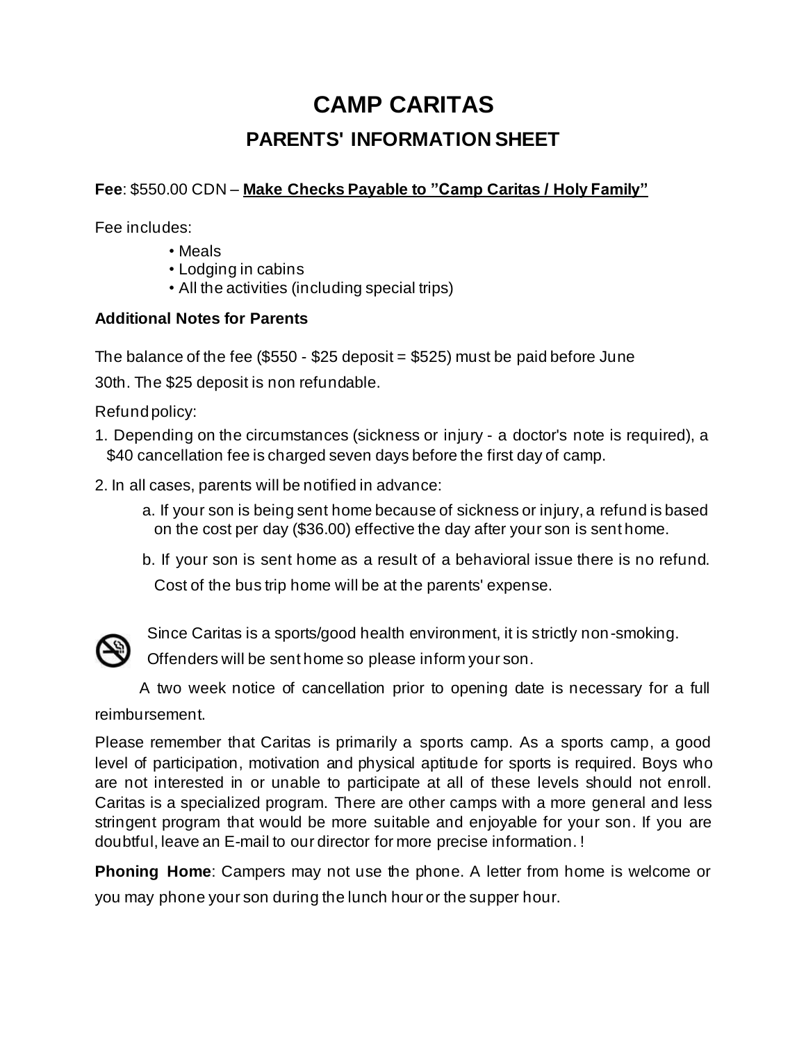# CAMP CARITAS

## PARENTS' INFORMATION SHEET

**Fee**: $550.00 CDN – **Make Checks Payable to "Camp Caritas / Holy Family"**

Fee includes:

- Meals
- Lodging in cabins
- All the activities (including special trips)

**Additional Notes for Parents**

The balance of the fee ($550 - $25 deposit = $525) must be paid before June 30th. The $25 deposit is non refundable.

Refund policy:

1. Depending on the circumstances (sickness or injury - a doctor's note is required), a $40 cancellation fee is charged seven days before the first day of camp.
2. In all cases, parents will be notified in advance:
   a. If your son is being sent home because of sickness or injury, a refund is based on the cost per day ($36.00) effective the day after your son is sent home.
   b. If your son is sent home as a result of a behavioral issue there is no refund. Cost of the bus trip home will be at the parents' expense.

Since Caritas is a sports/good health environment, it is strictly non-smoking. Offenders will be sent home so please inform your son.

A two week notice of cancellation prior to opening date is necessary for a full reimbursement.

Please remember that Caritas is primarily a sports camp. As a sports camp, a good level of participation, motivation and physical aptitude for sports is required. Boys who are not interested in or unable to participate at all of these levels should not enroll. Caritas is a specialized program. There are other camps with a more general and less stringent program that would be more suitable and enjoyable for your son. If you are doubtful, leave an E-mail to our director for more precise information. !

**Phoning Home**: Campers may not use the phone. A letter from home is welcome or you may phone your son during the lunch hour or the supper hour.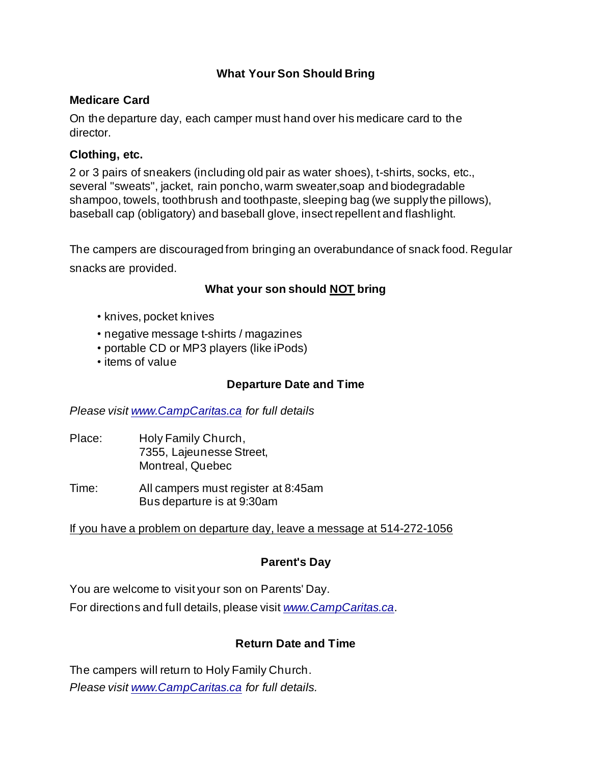## What Your Son Should Bring

### Medicare Card

On the departure day, each camper must hand over his medicare card to the director.

### Clothing, etc.

2 or 3 pairs of sneakers (including old pair as water shoes), t-shirts, socks, etc., several "sweats", jacket, rain poncho, warm sweater,soap and biodegradable shampoo, towels, toothbrush and toothpaste, sleeping bag (we supply the pillows), baseball cap (obligatory) and baseball glove, insect repellent and flashlight.

The campers are discouraged from bringing an overabundance of snack food. Regular snacks are provided.

## What your son should <u>NOT</u> bring

- knives, pocket knives
- negative message t-shirts / magazines
- portable CD or MP3 players (like iPods)
- items of value

## Departure Date and Time

*Please visit [www.CampCaritas.ca](http://www.CampCaritas.ca) for full details*

| | |
|---|---|
| Place: | Holy Family Church,<br>7355, Lajeunesse Street,<br>Montreal, Quebec |
| Time: | All campers must register at 8:45am<br>Bus departure is at 9:30am |

<u>If you have a problem on departure day, leave a message at 514-272-1056</u>

## Parent's Day

You are welcome to visit your son on Parents' Day.

For directions and full details, please visit *[www.CampCaritas.ca](http://www.CampCaritas.ca)*.

## Return Date and Time

The campers will return to Holy Family Church.

*Please visit [www.CampCaritas.ca](http://www.CampCaritas.ca) for full details.*